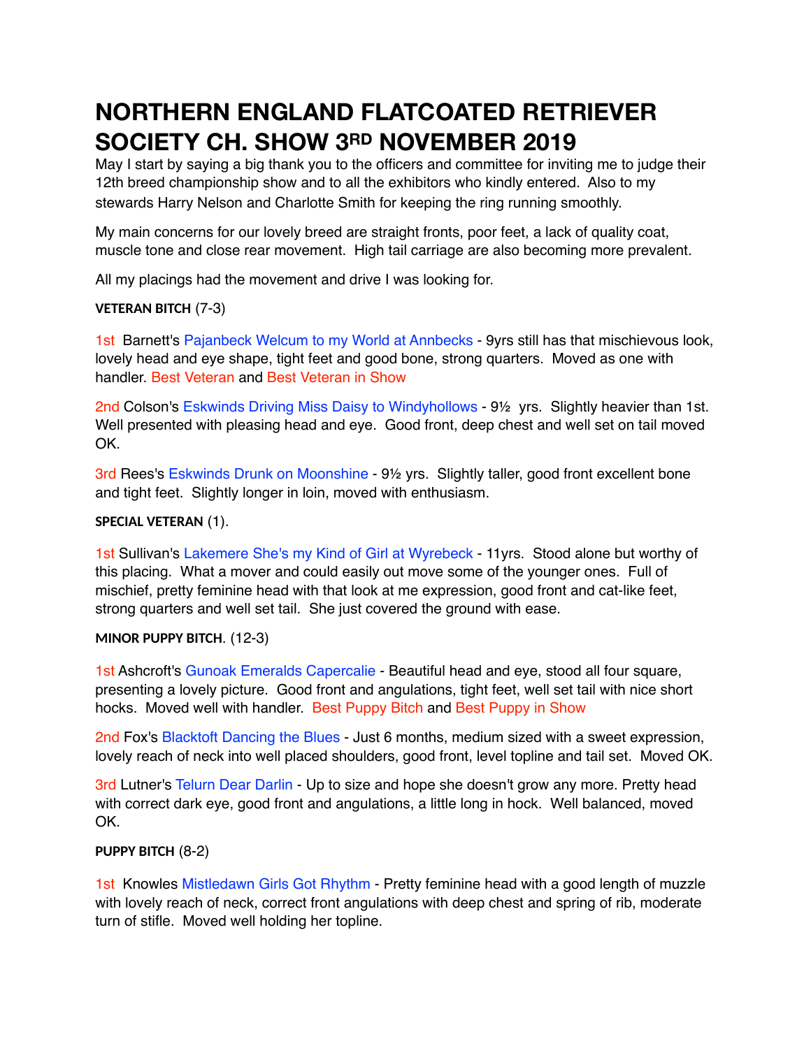# NORTHERN ENGLAND FLATCOATED RETRIEVER SOCIETY CH. SHOW 3RD NOVEMBER 2019

May I start by saying a big thank you to the officers and committee for inviting me to judge their 12th breed championship show and to all the exhibitors who kindly entered. Also to my stewards Harry Nelson and Charlotte Smith for keeping the ring running smoothly.

My main concerns for our lovely breed are straight fronts, poor feet, a lack of quality coat, muscle tone and close rear movement. High tail carriage are also becoming more prevalent.

All my placings had the movement and drive I was looking for.

**VETERAN BITCH** (7-3)

1st Barnett's Pajanbeck Welcum to my World at Annbecks - 9yrs still has that mischievous look, lovely head and eye shape, tight feet and good bone, strong quarters. Moved as one with handler. Best Veteran and Best Veteran in Show

2nd Colson's Eskwinds Driving Miss Daisy to Windyhollows - 9½ yrs. Slightly heavier than 1st. Well presented with pleasing head and eye. Good front, deep chest and well set on tail moved OK.

3rd Rees's Eskwinds Drunk on Moonshine - 9½ yrs. Slightly taller, good front excellent bone and tight feet. Slightly longer in loin, moved with enthusiasm.

**SPECIAL VETERAN** (1).

1st Sullivan's Lakemere She's my Kind of Girl at Wyrebeck - 11yrs. Stood alone but worthy of this placing. What a mover and could easily out move some of the younger ones. Full of mischief, pretty feminine head with that look at me expression, good front and cat-like feet, strong quarters and well set tail. She just covered the ground with ease.

**MINOR PUPPY BITCH**. (12-3)

1st Ashcroft's Gunoak Emeralds Capercalie - Beautiful head and eye, stood all four square, presenting a lovely picture. Good front and angulations, tight feet, well set tail with nice short hocks. Moved well with handler. Best Puppy Bitch and Best Puppy in Show

2nd Fox's Blacktoft Dancing the Blues - Just 6 months, medium sized with a sweet expression, lovely reach of neck into well placed shoulders, good front, level topline and tail set. Moved OK.

3rd Lutner's Telurn Dear Darlin - Up to size and hope she doesn't grow any more. Pretty head with correct dark eye, good front and angulations, a little long in hock. Well balanced, moved OK.

**PUPPY BITCH** (8-2)

1st Knowles Mistledawn Girls Got Rhythm - Pretty feminine head with a good length of muzzle with lovely reach of neck, correct front angulations with deep chest and spring of rib, moderate turn of stifle. Moved well holding her topline.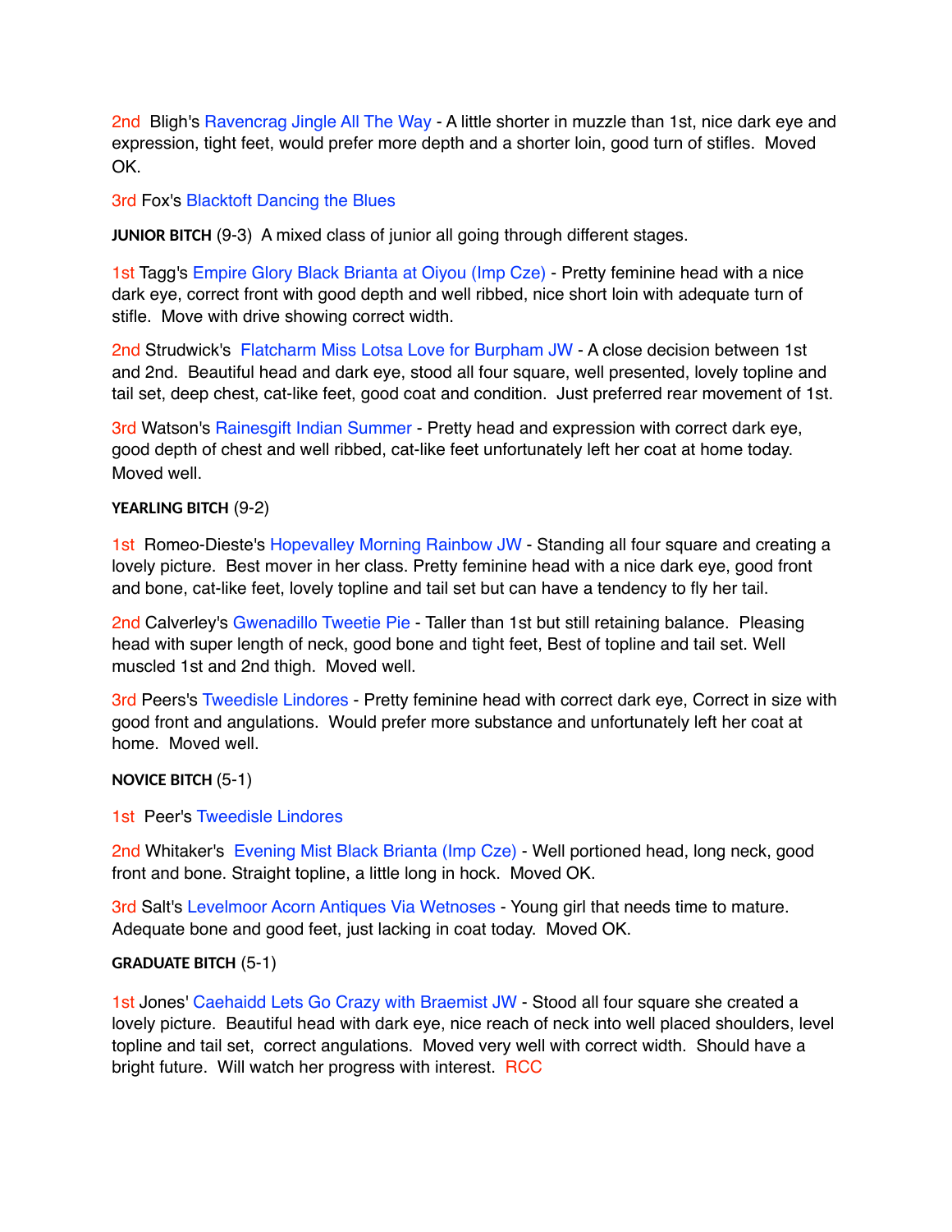2nd Bligh's Ravencrag Jingle All The Way - A little shorter in muzzle than 1st, nice dark eye and expression, tight feet, would prefer more depth and a shorter loin, good turn of stifles. Moved OK.

3rd Fox's Blacktoft Dancing the Blues

**JUNIOR BITCH** (9-3) A mixed class of junior all going through different stages.

1st Tagg's Empire Glory Black Brianta at Oiyou (Imp Cze) - Pretty feminine head with a nice dark eye, correct front with good depth and well ribbed, nice short loin with adequate turn of stifle. Move with drive showing correct width.

2nd Strudwick's Flatcharm Miss Lotsa Love for Burpham JW - A close decision between 1st and 2nd. Beautiful head and dark eye, stood all four square, well presented, lovely topline and tail set, deep chest, cat-like feet, good coat and condition. Just preferred rear movement of 1st.

3rd Watson's Rainesgift Indian Summer - Pretty head and expression with correct dark eye, good depth of chest and well ribbed, cat-like feet unfortunately left her coat at home today. Moved well.

**YEARLING BITCH** (9-2)

1st Romeo-Dieste's Hopevalley Morning Rainbow JW - Standing all four square and creating a lovely picture. Best mover in her class. Pretty feminine head with a nice dark eye, good front and bone, cat-like feet, lovely topline and tail set but can have a tendency to fly her tail.

2nd Calverley's Gwenadillo Tweetie Pie - Taller than 1st but still retaining balance. Pleasing head with super length of neck, good bone and tight feet, Best of topline and tail set. Well muscled 1st and 2nd thigh. Moved well.

3rd Peers's Tweedisle Lindores - Pretty feminine head with correct dark eye, Correct in size with good front and angulations. Would prefer more substance and unfortunately left her coat at home. Moved well.

**NOVICE BITCH** (5-1)

1st Peer's Tweedisle Lindores

2nd Whitaker's Evening Mist Black Brianta (Imp Cze) - Well portioned head, long neck, good front and bone. Straight topline, a little long in hock. Moved OK.

3rd Salt's Levelmoor Acorn Antiques Via Wetnoses - Young girl that needs time to mature. Adequate bone and good feet, just lacking in coat today. Moved OK.

**GRADUATE BITCH** (5-1)

1st Jones' Caehaidd Lets Go Crazy with Braemist JW - Stood all four square she created a lovely picture. Beautiful head with dark eye, nice reach of neck into well placed shoulders, level topline and tail set, correct angulations. Moved very well with correct width. Should have a bright future. Will watch her progress with interest. RCC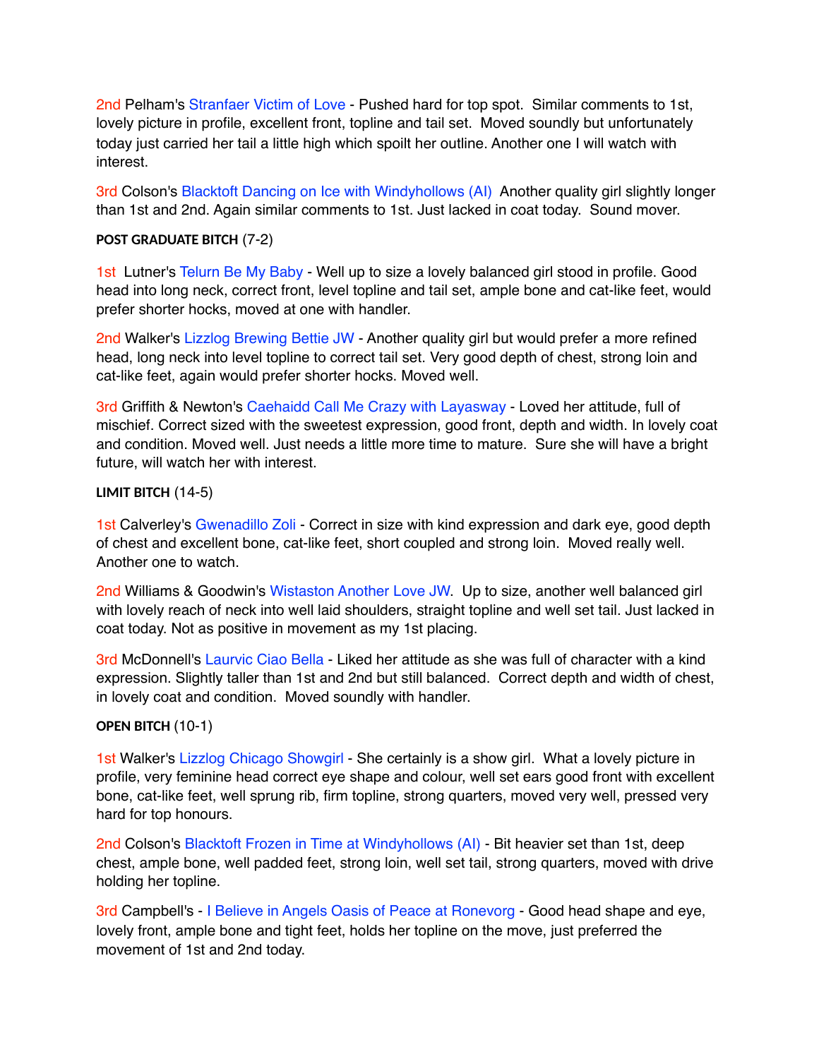2nd Pelham's Stranfaer Victim of Love - Pushed hard for top spot. Similar comments to 1st, lovely picture in profile, excellent front, topline and tail set. Moved soundly but unfortunately today just carried her tail a little high which spoilt her outline. Another one I will watch with interest.

3rd Colson's Blacktoft Dancing on Ice with Windyhollows (AI) Another quality girl slightly longer than 1st and 2nd. Again similar comments to 1st. Just lacked in coat today. Sound mover.

**POST GRADUATE BITCH** (7-2)

1st Lutner's Telurn Be My Baby - Well up to size a lovely balanced girl stood in profile. Good head into long neck, correct front, level topline and tail set, ample bone and cat-like feet, would prefer shorter hocks, moved at one with handler.

2nd Walker's Lizzlog Brewing Bettie JW - Another quality girl but would prefer a more refined head, long neck into level topline to correct tail set. Very good depth of chest, strong loin and cat-like feet, again would prefer shorter hocks. Moved well.

3rd Griffith & Newton's Caehaidd Call Me Crazy with Layasway - Loved her attitude, full of mischief. Correct sized with the sweetest expression, good front, depth and width. In lovely coat and condition. Moved well. Just needs a little more time to mature. Sure she will have a bright future, will watch her with interest.

**LIMIT BITCH** (14-5)

1st Calverley's Gwenadillo Zoli - Correct in size with kind expression and dark eye, good depth of chest and excellent bone, cat-like feet, short coupled and strong loin. Moved really well. Another one to watch.

2nd Williams & Goodwin's Wistaston Another Love JW. Up to size, another well balanced girl with lovely reach of neck into well laid shoulders, straight topline and well set tail. Just lacked in coat today. Not as positive in movement as my 1st placing.

3rd McDonnell's Laurvic Ciao Bella - Liked her attitude as she was full of character with a kind expression. Slightly taller than 1st and 2nd but still balanced. Correct depth and width of chest, in lovely coat and condition. Moved soundly with handler.

**OPEN BITCH** (10-1)

1st Walker's Lizzlog Chicago Showgirl - She certainly is a show girl. What a lovely picture in profile, very feminine head correct eye shape and colour, well set ears good front with excellent bone, cat-like feet, well sprung rib, firm topline, strong quarters, moved very well, pressed very hard for top honours.

2nd Colson's Blacktoft Frozen in Time at Windyhollows (AI) - Bit heavier set than 1st, deep chest, ample bone, well padded feet, strong loin, well set tail, strong quarters, moved with drive holding her topline.

3rd Campbell's - I Believe in Angels Oasis of Peace at Ronevorg - Good head shape and eye, lovely front, ample bone and tight feet, holds her topline on the move, just preferred the movement of 1st and 2nd today.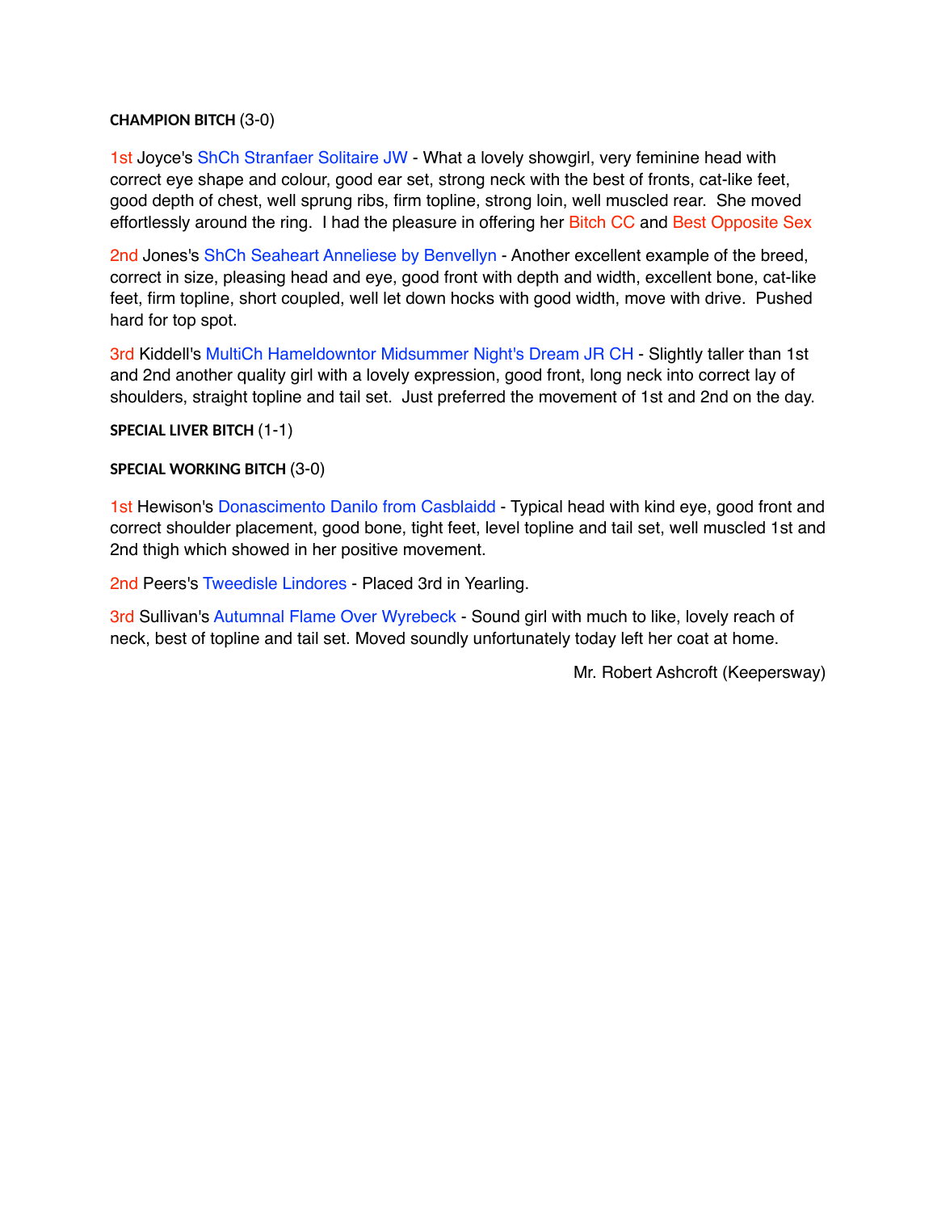**CHAMPION BITCH** (3-0)

1st Joyce's ShCh Stranfaer Solitaire JW - What a lovely showgirl, very feminine head with correct eye shape and colour, good ear set, strong neck with the best of fronts, cat-like feet, good depth of chest, well sprung ribs, firm topline, strong loin, well muscled rear. She moved effortlessly around the ring. I had the pleasure in offering her Bitch CC and Best Opposite Sex

2nd Jones's ShCh Seaheart Anneliese by Benvellyn - Another excellent example of the breed, correct in size, pleasing head and eye, good front with depth and width, excellent bone, cat-like feet, firm topline, short coupled, well let down hocks with good width, move with drive. Pushed hard for top spot.

3rd Kiddell's MultiCh Hameldowntor Midsummer Night's Dream JR CH - Slightly taller than 1st and 2nd another quality girl with a lovely expression, good front, long neck into correct lay of shoulders, straight topline and tail set. Just preferred the movement of 1st and 2nd on the day.

**SPECIAL LIVER BITCH** (1-1)

**SPECIAL WORKING BITCH** (3-0)

1st Hewison's Donascimento Danilo from Casblaidd - Typical head with kind eye, good front and correct shoulder placement, good bone, tight feet, level topline and tail set, well muscled 1st and 2nd thigh which showed in her positive movement.

2nd Peers's Tweedisle Lindores - Placed 3rd in Yearling.

3rd Sullivan's Autumnal Flame Over Wyrebeck - Sound girl with much to like, lovely reach of neck, best of topline and tail set. Moved soundly unfortunately today left her coat at home.

Mr. Robert Ashcroft (Keepersway)